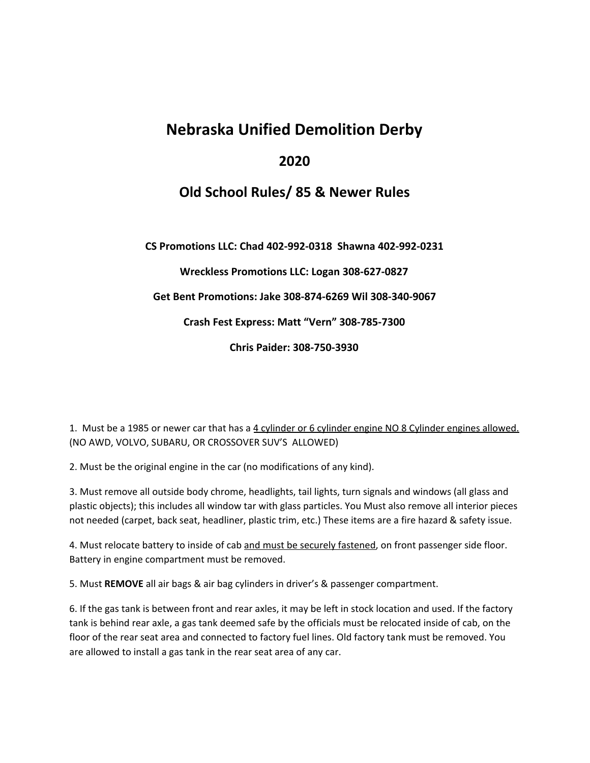# Nebraska Unified Demolition Derby

## 2020

## Old School Rules/ 85 & Newer Rules

**CS Promotions LLC: Chad 402-992-0318 Shawna 402-992-0231**

**Wreckless Promotions LLC: Logan 308-627-0827**

**Get Bent Promotions: Jake 308-874-6269 Wil 308-340-9067**

**Crash Fest Express: Matt "Vern" 308-785-7300**

**Chris Paider: 308-750-3930**

1. Must be a 1985 or newer car that has a <u>4 cylinder or 6 cylinder engine NO 8 Cylinder engines allowed.</u> (NO AWD, VOLVO, SUBARU, OR CROSSOVER SUV'S ALLOWED)

2. Must be the original engine in the car (no modifications of any kind).

3. Must remove all outside body chrome, headlights, tail lights, turn signals and windows (all glass and plastic objects); this includes all window tar with glass particles. You Must also remove all interior pieces not needed (carpet, back seat, headliner, plastic trim, etc.) These items are a fire hazard & safety issue.

4. Must relocate battery to inside of cab <u>and must be securely fastened</u>, on front passenger side floor. Battery in engine compartment must be removed.

5. Must **REMOVE** all air bags & air bag cylinders in driver's & passenger compartment.

6. If the gas tank is between front and rear axles, it may be left in stock location and used. If the factory tank is behind rear axle, a gas tank deemed safe by the officials must be relocated inside of cab, on the floor of the rear seat area and connected to factory fuel lines. Old factory tank must be removed. You are allowed to install a gas tank in the rear seat area of any car.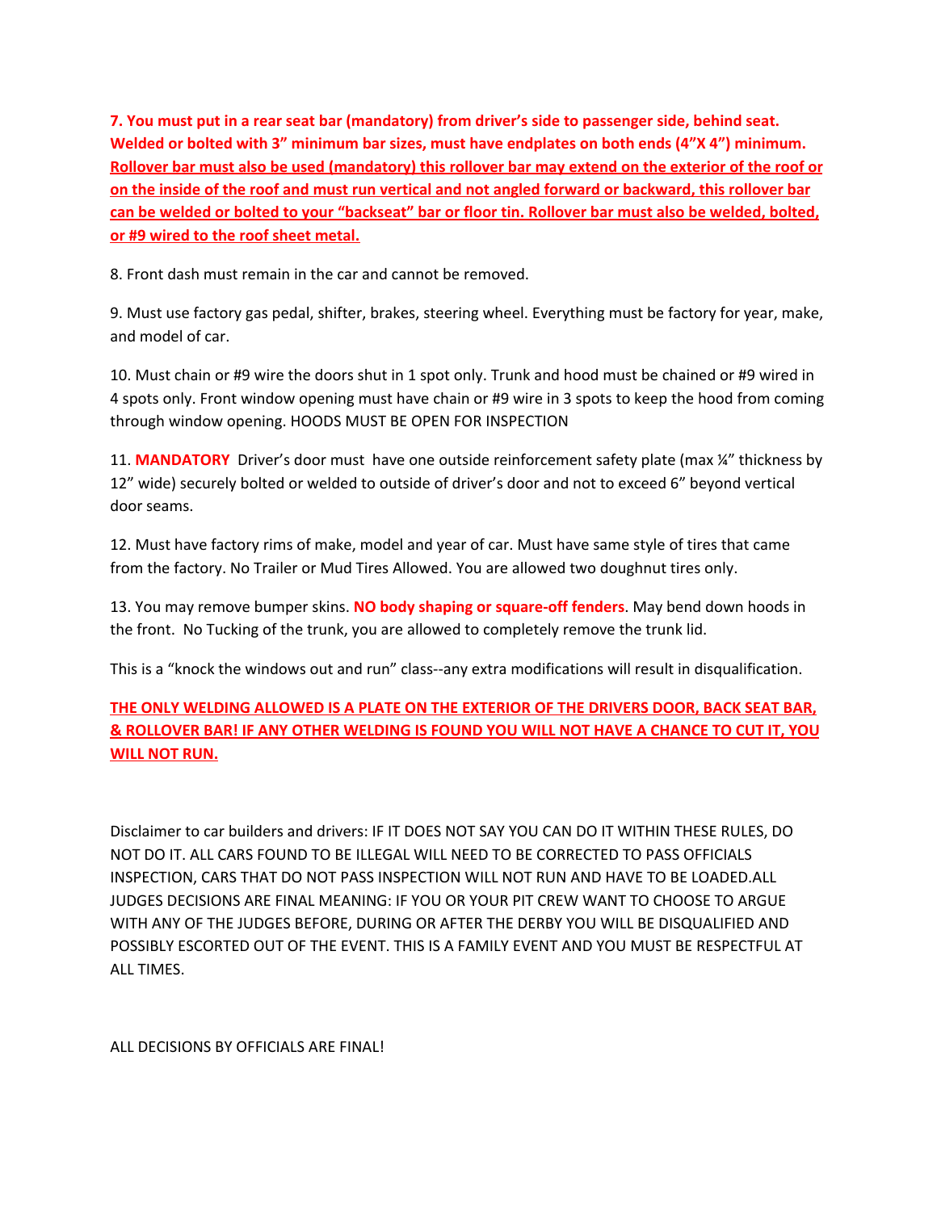**7. You must put in a rear seat bar (mandatory) from driver's side to passenger side, behind seat. Welded or bolted with 3" minimum bar sizes, must have endplates on both ends (4"X 4") minimum. Rollover bar must also be used (mandatory) this rollover bar may extend on the exterior of the roof or on the inside of the roof and must run vertical and not angled forward or backward, this rollover bar can be welded or bolted to your "backseat" bar or floor tin. Rollover bar must also be welded, bolted, or #9 wired to the roof sheet metal.**

8. Front dash must remain in the car and cannot be removed.

9. Must use factory gas pedal, shifter, brakes, steering wheel. Everything must be factory for year, make, and model of car.

10. Must chain or #9 wire the doors shut in 1 spot only. Trunk and hood must be chained or #9 wired in 4 spots only. Front window opening must have chain or #9 wire in 3 spots to keep the hood from coming through window opening. HOODS MUST BE OPEN FOR INSPECTION

11. **MANDATORY** Driver's door must have one outside reinforcement safety plate (max ¼" thickness by 12" wide) securely bolted or welded to outside of driver's door and not to exceed 6" beyond vertical door seams.

12. Must have factory rims of make, model and year of car. Must have same style of tires that came from the factory. No Trailer or Mud Tires Allowed. You are allowed two doughnut tires only.

13. You may remove bumper skins. **NO body shaping or square-off fenders**. May bend down hoods in the front. No Tucking of the trunk, you are allowed to completely remove the trunk lid.

This is a "knock the windows out and run" class--any extra modifications will result in disqualification.

**THE ONLY WELDING ALLOWED IS A PLATE ON THE EXTERIOR OF THE DRIVERS DOOR, BACK SEAT BAR, & ROLLOVER BAR! IF ANY OTHER WELDING IS FOUND YOU WILL NOT HAVE A CHANCE TO CUT IT, YOU WILL NOT RUN.**

Disclaimer to car builders and drivers: IF IT DOES NOT SAY YOU CAN DO IT WITHIN THESE RULES, DO NOT DO IT. ALL CARS FOUND TO BE ILLEGAL WILL NEED TO BE CORRECTED TO PASS OFFICIALS INSPECTION, CARS THAT DO NOT PASS INSPECTION WILL NOT RUN AND HAVE TO BE LOADED.ALL JUDGES DECISIONS ARE FINAL MEANING: IF YOU OR YOUR PIT CREW WANT TO CHOOSE TO ARGUE WITH ANY OF THE JUDGES BEFORE, DURING OR AFTER THE DERBY YOU WILL BE DISQUALIFIED AND POSSIBLY ESCORTED OUT OF THE EVENT. THIS IS A FAMILY EVENT AND YOU MUST BE RESPECTFUL AT ALL TIMES.

ALL DECISIONS BY OFFICIALS ARE FINAL!